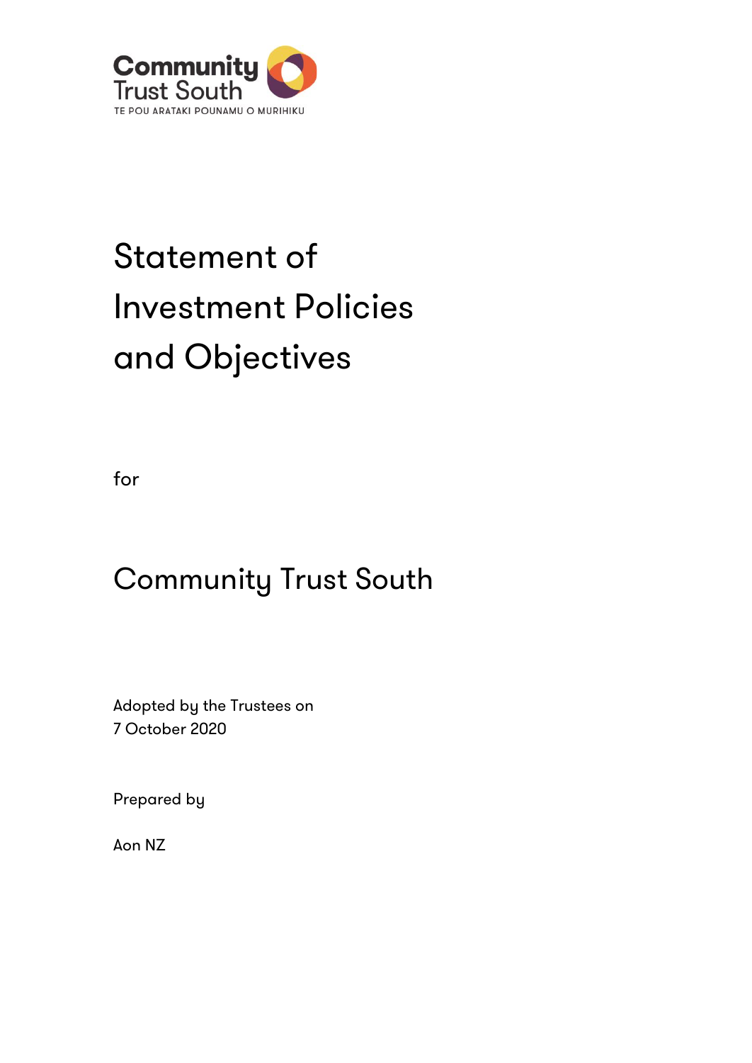Community Trust South

TE POU ARATAKI POUNAMU O MURIHIKU

# Statement of Investment Policies and Objectives

for

## Community Trust South

Adopted by the Trustees on
7 October 2020

Prepared by

Aon NZ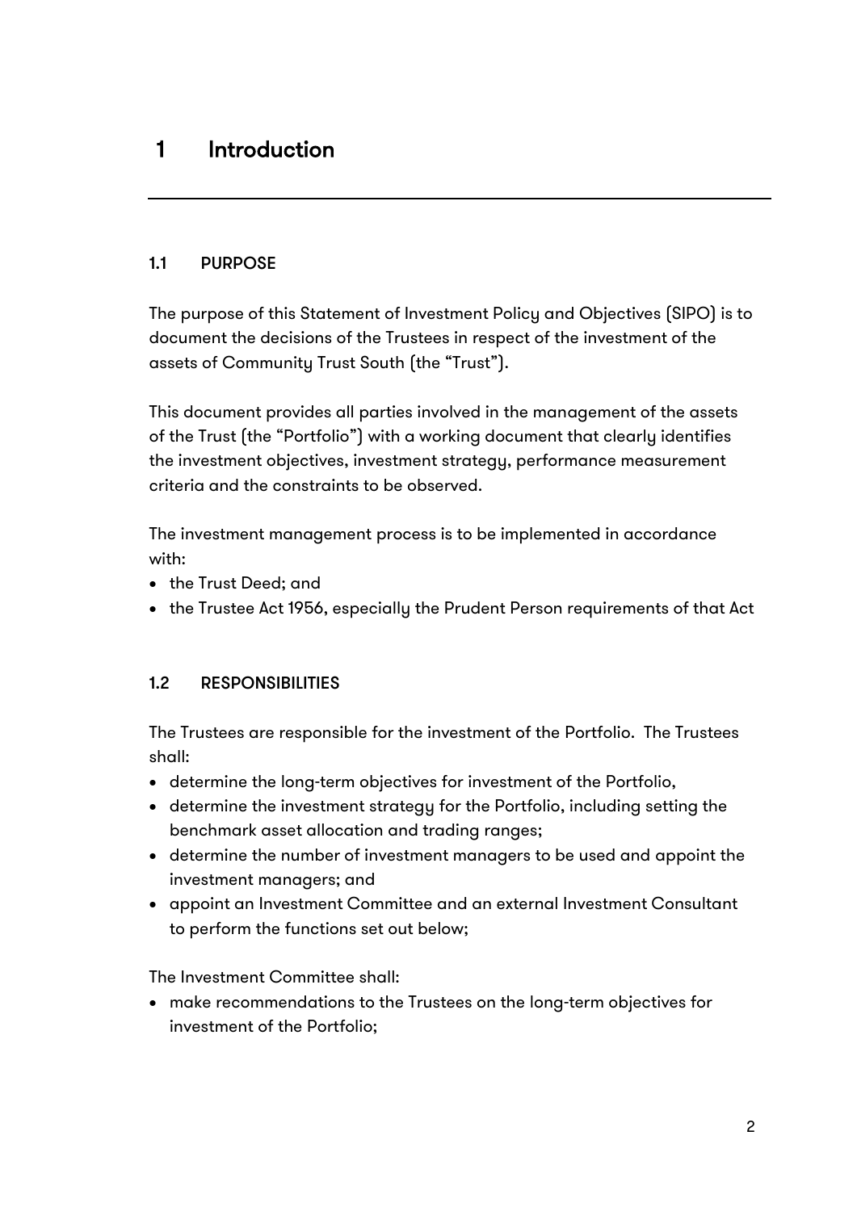# 1 Introduction

## 1.1 PURPOSE

The purpose of this Statement of Investment Policy and Objectives (SIPO) is to document the decisions of the Trustees in respect of the investment of the assets of Community Trust South (the "Trust").

This document provides all parties involved in the management of the assets of the Trust (the "Portfolio") with a working document that clearly identifies the investment objectives, investment strategy, performance measurement criteria and the constraints to be observed.

The investment management process is to be implemented in accordance with:

- the Trust Deed; and
- the Trustee Act 1956, especially the Prudent Person requirements of that Act

## 1.2 RESPONSIBILITIES

The Trustees are responsible for the investment of the Portfolio. The Trustees shall:

- determine the long-term objectives for investment of the Portfolio,
- determine the investment strategy for the Portfolio, including setting the benchmark asset allocation and trading ranges;
- determine the number of investment managers to be used and appoint the investment managers; and
- appoint an Investment Committee and an external Investment Consultant to perform the functions set out below;

The Investment Committee shall:

- make recommendations to the Trustees on the long-term objectives for investment of the Portfolio;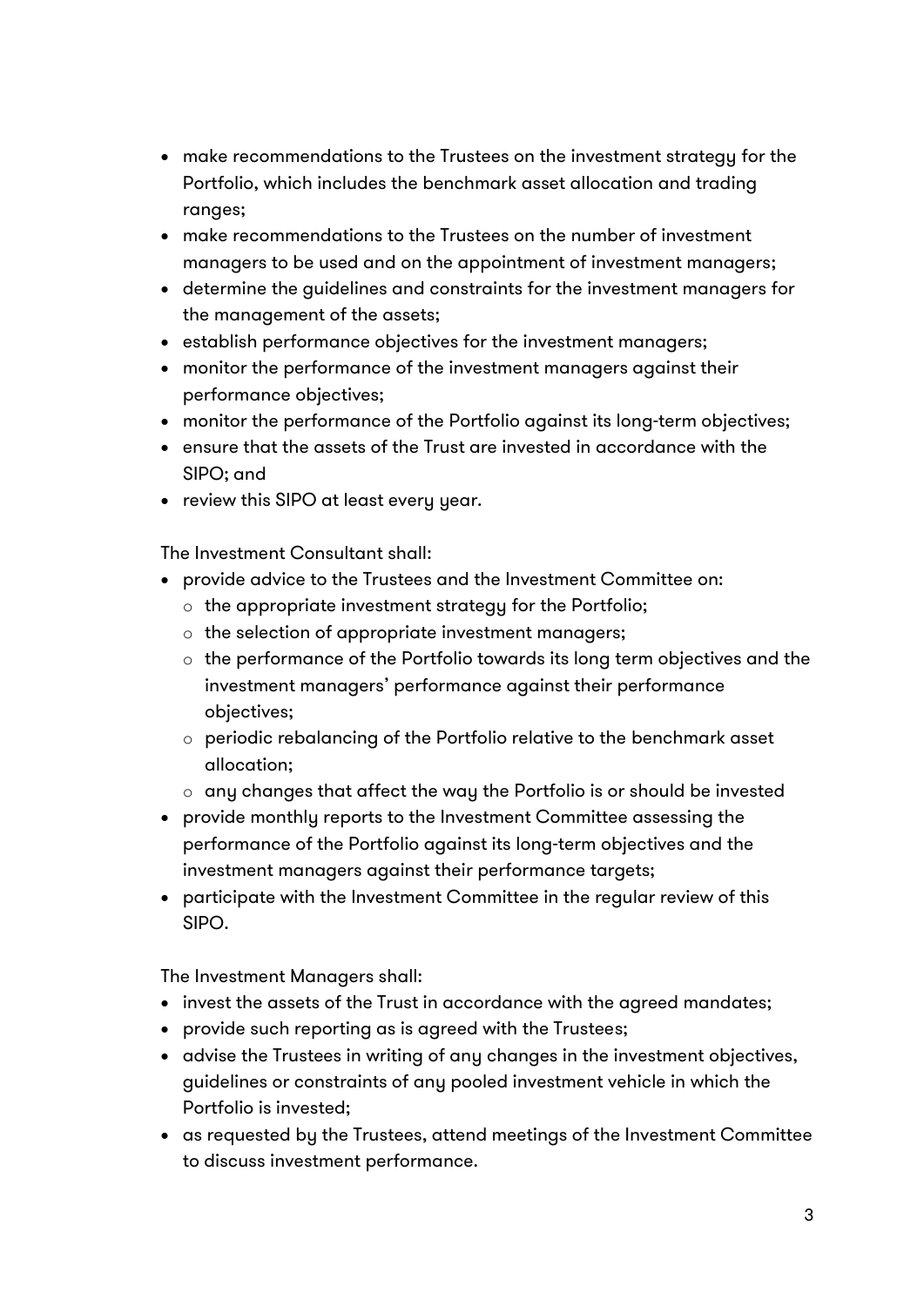- make recommendations to the Trustees on the investment strategy for the Portfolio, which includes the benchmark asset allocation and trading ranges;
- make recommendations to the Trustees on the number of investment managers to be used and on the appointment of investment managers;
- determine the guidelines and constraints for the investment managers for the management of the assets;
- establish performance objectives for the investment managers;
- monitor the performance of the investment managers against their performance objectives;
- monitor the performance of the Portfolio against its long-term objectives;
- ensure that the assets of the Trust are invested in accordance with the SIPO; and
- review this SIPO at least every year.

The Investment Consultant shall:

- provide advice to the Trustees and the Investment Committee on:
  - the appropriate investment strategy for the Portfolio;
  - the selection of appropriate investment managers;
  - the performance of the Portfolio towards its long term objectives and the investment managers' performance against their performance objectives;
  - periodic rebalancing of the Portfolio relative to the benchmark asset allocation;
  - any changes that affect the way the Portfolio is or should be invested
- provide monthly reports to the Investment Committee assessing the performance of the Portfolio against its long-term objectives and the investment managers against their performance targets;
- participate with the Investment Committee in the regular review of this SIPO.

The Investment Managers shall:

- invest the assets of the Trust in accordance with the agreed mandates;
- provide such reporting as is agreed with the Trustees;
- advise the Trustees in writing of any changes in the investment objectives, guidelines or constraints of any pooled investment vehicle in which the Portfolio is invested;
- as requested by the Trustees, attend meetings of the Investment Committee to discuss investment performance.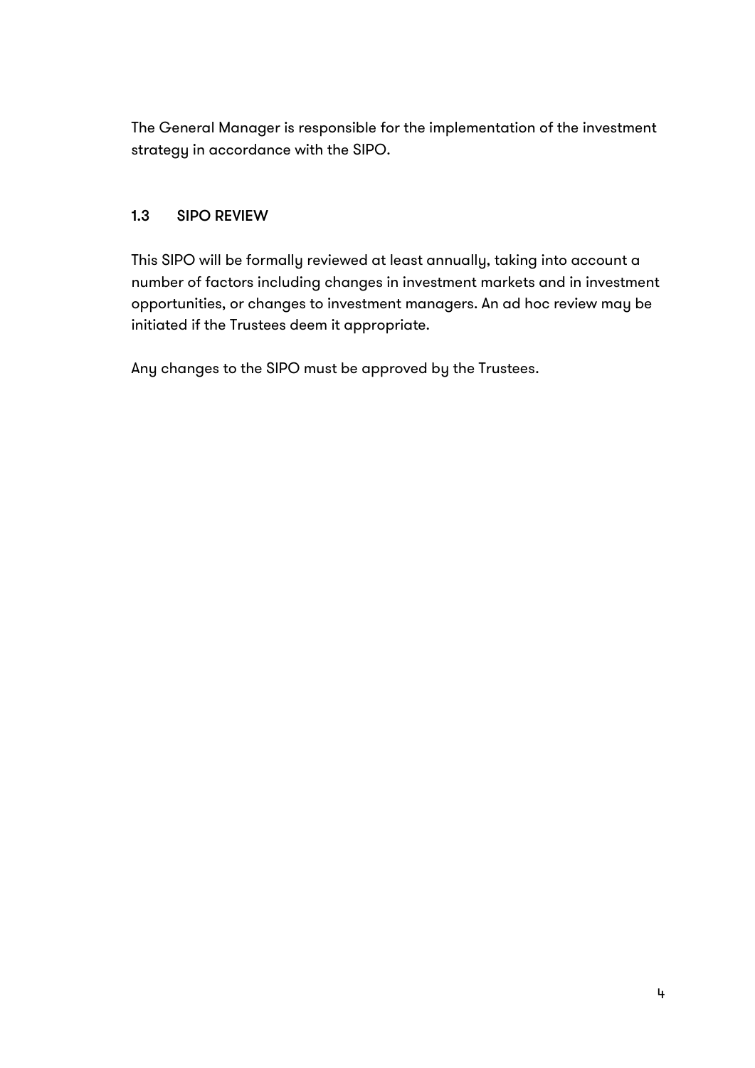The General Manager is responsible for the implementation of the investment strategy in accordance with the SIPO.

### 1.3 SIPO REVIEW

This SIPO will be formally reviewed at least annually, taking into account a number of factors including changes in investment markets and in investment opportunities, or changes to investment managers. An ad hoc review may be initiated if the Trustees deem it appropriate.

Any changes to the SIPO must be approved by the Trustees.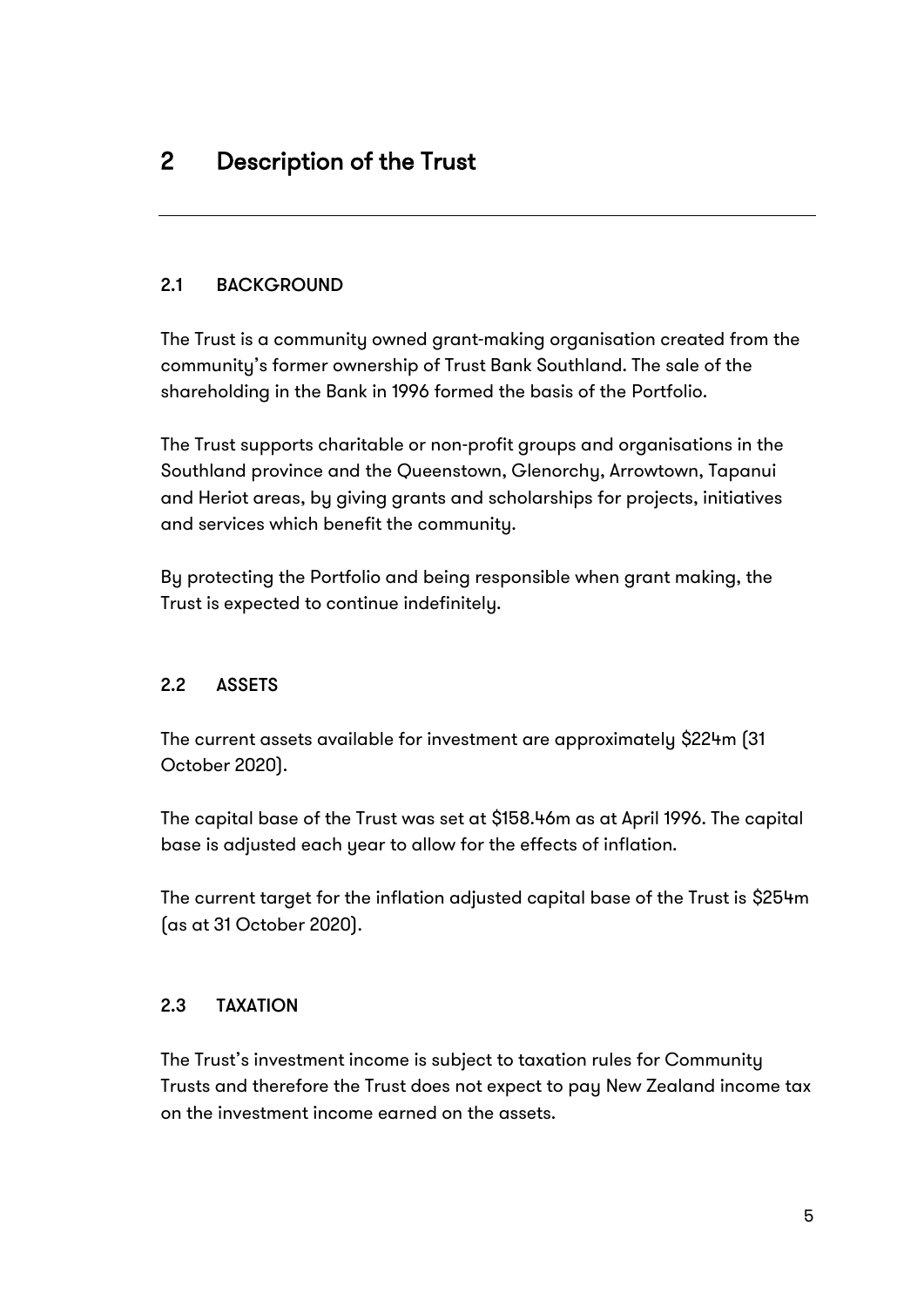# 2 Description of the Trust

## 2.1 BACKGROUND

The Trust is a community owned grant-making organisation created from the community's former ownership of Trust Bank Southland. The sale of the shareholding in the Bank in 1996 formed the basis of the Portfolio.

The Trust supports charitable or non-profit groups and organisations in the Southland province and the Queenstown, Glenorchy, Arrowtown, Tapanui and Heriot areas, by giving grants and scholarships for projects, initiatives and services which benefit the community.

By protecting the Portfolio and being responsible when grant making, the Trust is expected to continue indefinitely.

## 2.2 ASSETS

The current assets available for investment are approximately $224m (31 October 2020).

The capital base of the Trust was set at $158.46m as at April 1996. The capital base is adjusted each year to allow for the effects of inflation.

The current target for the inflation adjusted capital base of the Trust is $254m (as at 31 October 2020).

## 2.3 TAXATION

The Trust's investment income is subject to taxation rules for Community Trusts and therefore the Trust does not expect to pay New Zealand income tax on the investment income earned on the assets.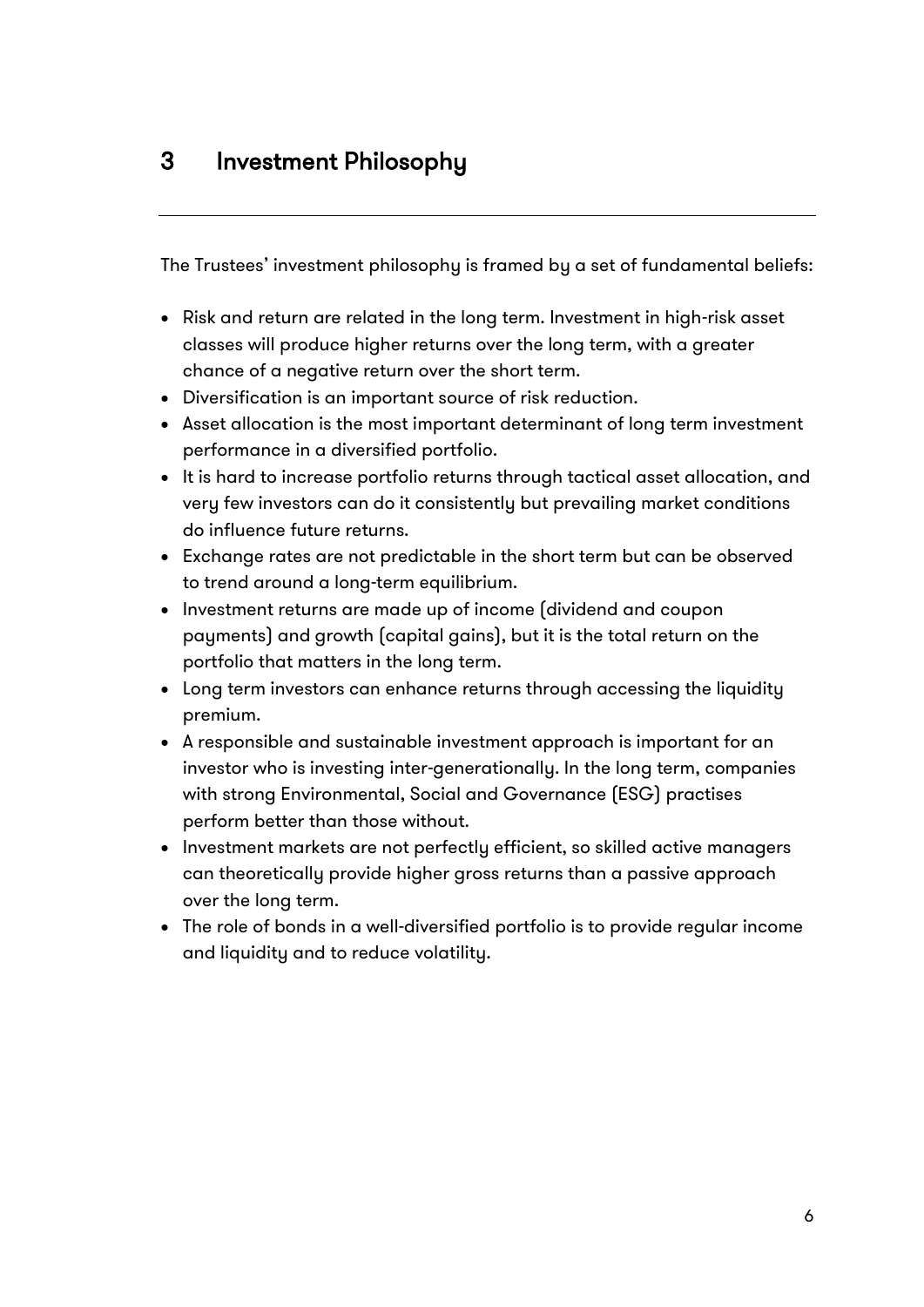# 3 Investment Philosophy

The Trustees' investment philosophy is framed by a set of fundamental beliefs:

- Risk and return are related in the long term. Investment in high-risk asset classes will produce higher returns over the long term, with a greater chance of a negative return over the short term.
- Diversification is an important source of risk reduction.
- Asset allocation is the most important determinant of long term investment performance in a diversified portfolio.
- It is hard to increase portfolio returns through tactical asset allocation, and very few investors can do it consistently but prevailing market conditions do influence future returns.
- Exchange rates are not predictable in the short term but can be observed to trend around a long-term equilibrium.
- Investment returns are made up of income (dividend and coupon payments) and growth (capital gains), but it is the total return on the portfolio that matters in the long term.
- Long term investors can enhance returns through accessing the liquidity premium.
- A responsible and sustainable investment approach is important for an investor who is investing inter-generationally. In the long term, companies with strong Environmental, Social and Governance (ESG) practises perform better than those without.
- Investment markets are not perfectly efficient, so skilled active managers can theoretically provide higher gross returns than a passive approach over the long term.
- The role of bonds in a well-diversified portfolio is to provide regular income and liquidity and to reduce volatility.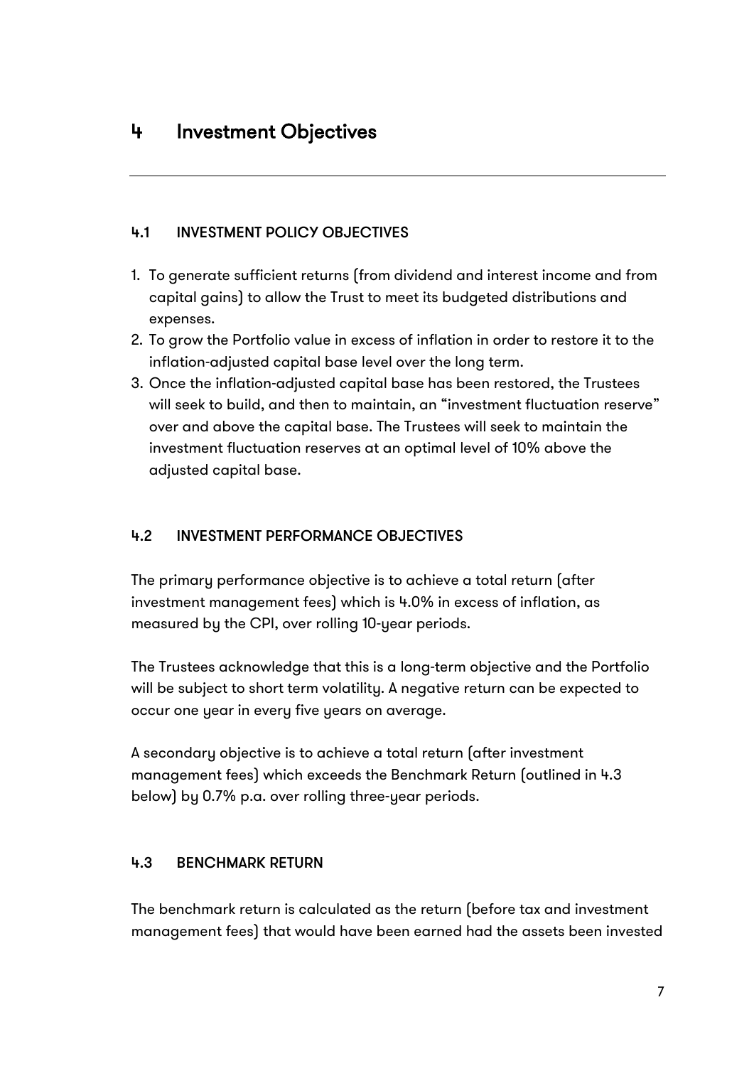# 4 Investment Objectives

## 4.1 INVESTMENT POLICY OBJECTIVES

1. To generate sufficient returns (from dividend and interest income and from capital gains) to allow the Trust to meet its budgeted distributions and expenses.
2. To grow the Portfolio value in excess of inflation in order to restore it to the inflation-adjusted capital base level over the long term.
3. Once the inflation-adjusted capital base has been restored, the Trustees will seek to build, and then to maintain, an "investment fluctuation reserve" over and above the capital base. The Trustees will seek to maintain the investment fluctuation reserves at an optimal level of 10% above the adjusted capital base.

## 4.2 INVESTMENT PERFORMANCE OBJECTIVES

The primary performance objective is to achieve a total return (after investment management fees) which is 4.0% in excess of inflation, as measured by the CPI, over rolling 10-year periods.

The Trustees acknowledge that this is a long-term objective and the Portfolio will be subject to short term volatility. A negative return can be expected to occur one year in every five years on average.

A secondary objective is to achieve a total return (after investment management fees) which exceeds the Benchmark Return (outlined in 4.3 below) by 0.7% p.a. over rolling three-year periods.

## 4.3 BENCHMARK RETURN

The benchmark return is calculated as the return (before tax and investment management fees) that would have been earned had the assets been invested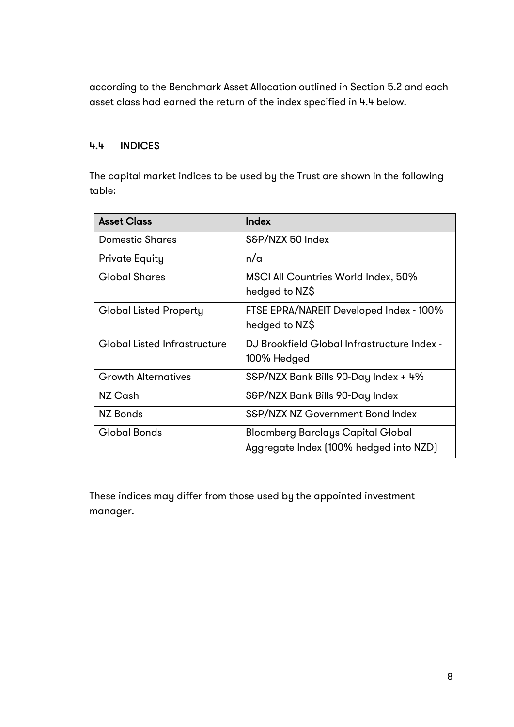according to the Benchmark Asset Allocation outlined in Section 5.2 and each asset class had earned the return of the index specified in 4.4 below.

### 4.4 INDICES

The capital market indices to be used by the Trust are shown in the following table:

| Asset Class | Index |
|---|---|
| Domestic Shares | S&P/NZX 50 Index |
| Private Equity | n/a |
| Global Shares | MSCI All Countries World Index, 50% hedged to NZ$ |
| Global Listed Property | FTSE EPRA/NAREIT Developed Index - 100% hedged to NZ$ |
| Global Listed Infrastructure | DJ Brookfield Global Infrastructure Index - 100% Hedged |
| Growth Alternatives | S&P/NZX Bank Bills 90-Day Index + 4% |
| NZ Cash | S&P/NZX Bank Bills 90-Day Index |
| NZ Bonds | S&P/NZX NZ Government Bond Index |
| Global Bonds | Bloomberg Barclays Capital Global Aggregate Index (100% hedged into NZD) |

These indices may differ from those used by the appointed investment manager.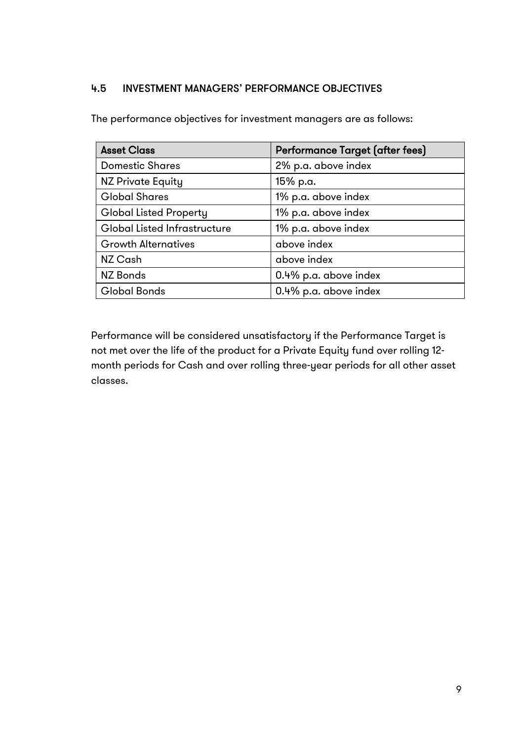### 4.5 INVESTMENT MANAGERS' PERFORMANCE OBJECTIVES

The performance objectives for investment managers are as follows:

| Asset Class | Performance Target (after fees) |
|---|---|
| Domestic Shares | 2% p.a. above index |
| NZ Private Equity | 15% p.a. |
| Global Shares | 1% p.a. above index |
| Global Listed Property | 1% p.a. above index |
| Global Listed Infrastructure | 1% p.a. above index |
| Growth Alternatives | above index |
| NZ Cash | above index |
| NZ Bonds | 0.4% p.a. above index |
| Global Bonds | 0.4% p.a. above index |

Performance will be considered unsatisfactory if the Performance Target is not met over the life of the product for a Private Equity fund over rolling 12-month periods for Cash and over rolling three-year periods for all other asset classes.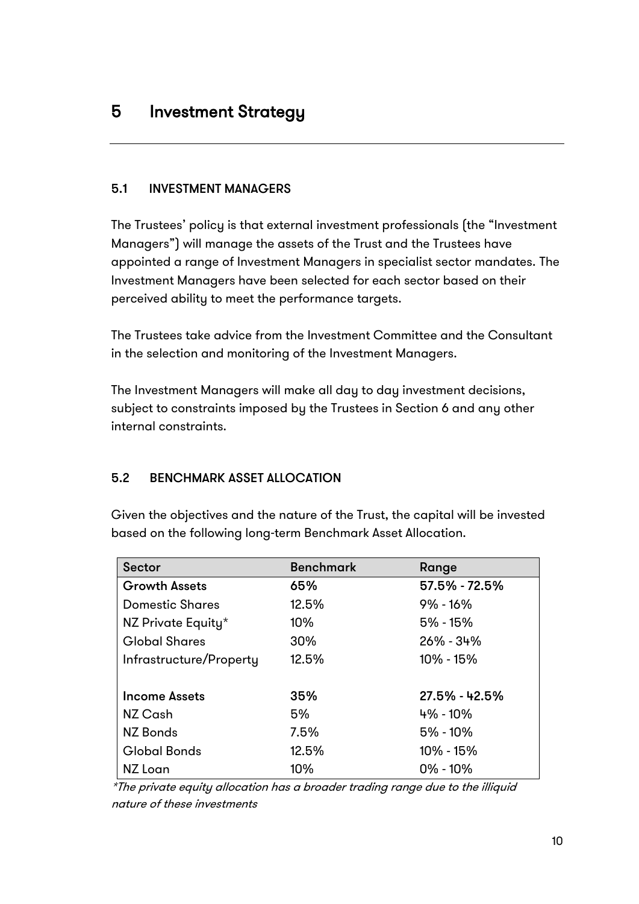# 5 Investment Strategy

## 5.1 INVESTMENT MANAGERS

The Trustees' policy is that external investment professionals (the "Investment Managers") will manage the assets of the Trust and the Trustees have appointed a range of Investment Managers in specialist sector mandates. The Investment Managers have been selected for each sector based on their perceived ability to meet the performance targets.

The Trustees take advice from the Investment Committee and the Consultant in the selection and monitoring of the Investment Managers.

The Investment Managers will make all day to day investment decisions, subject to constraints imposed by the Trustees in Section 6 and any other internal constraints.

## 5.2 BENCHMARK ASSET ALLOCATION

Given the objectives and the nature of the Trust, the capital will be invested based on the following long-term Benchmark Asset Allocation.

| Sector | Benchmark | Range |
|---|---|---|
| **Growth Assets** | **65%** | **57.5% - 72.5%** |
| Domestic Shares | 12.5% | 9% - 16% |
| NZ Private Equity* | 10% | 5% - 15% |
| Global Shares | 30% | 26% - 34% |
| Infrastructure/Property | 12.5% | 10% - 15% |
| | | |
| **Income Assets** | **35%** | **27.5% - 42.5%** |
| NZ Cash | 5% | 4% - 10% |
| NZ Bonds | 7.5% | 5% - 10% |
| Global Bonds | 12.5% | 10% - 15% |
| NZ Loan | 10% | 0% - 10% |

*\*The private equity allocation has a broader trading range due to the illiquid nature of these investments*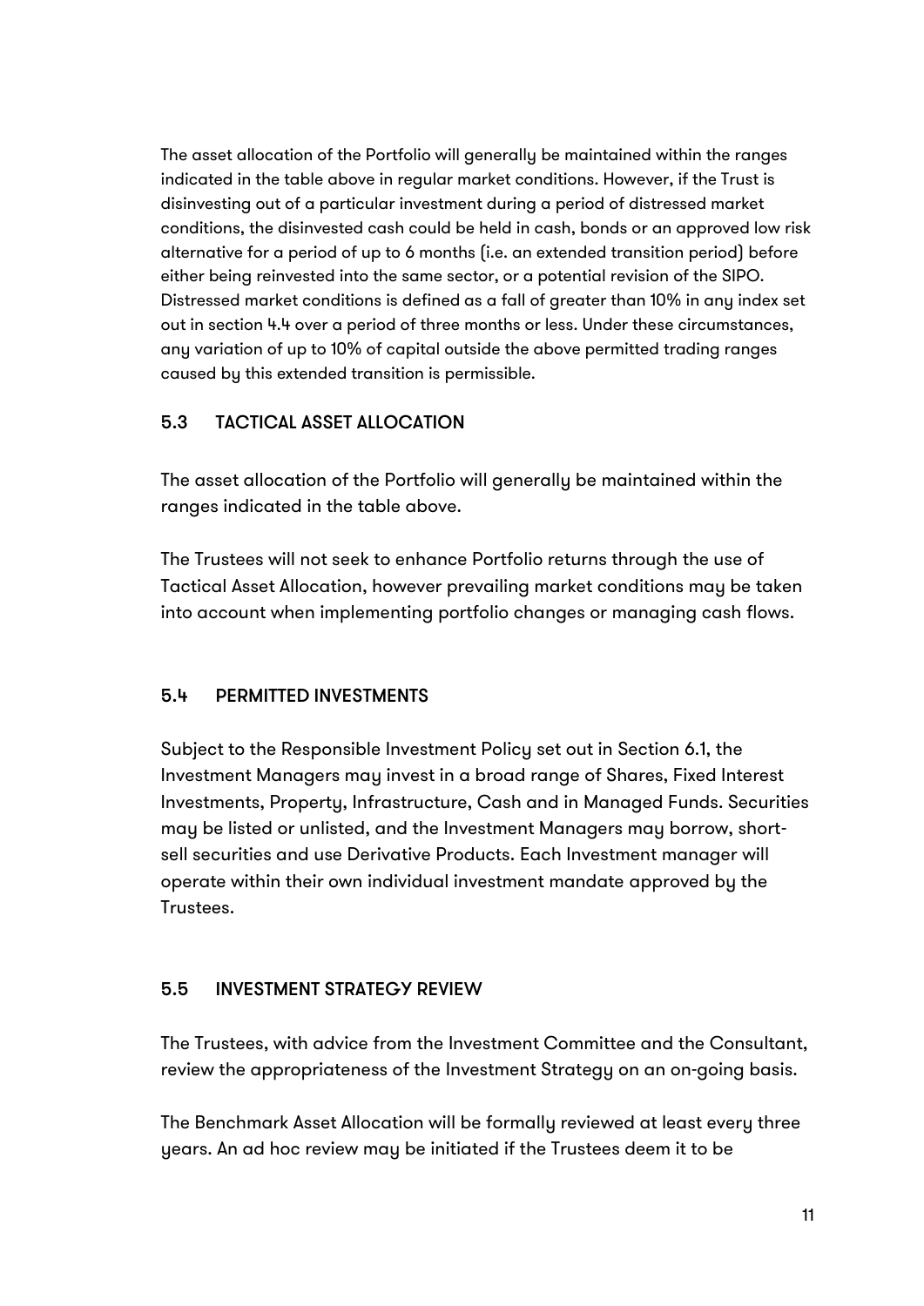The asset allocation of the Portfolio will generally be maintained within the ranges indicated in the table above in regular market conditions. However, if the Trust is disinvesting out of a particular investment during a period of distressed market conditions, the disinvested cash could be held in cash, bonds or an approved low risk alternative for a period of up to 6 months (i.e. an extended transition period) before either being reinvested into the same sector, or a potential revision of the SIPO. Distressed market conditions is defined as a fall of greater than 10% in any index set out in section 4.4 over a period of three months or less. Under these circumstances, any variation of up to 10% of capital outside the above permitted trading ranges caused by this extended transition is permissible.

## 5.3 TACTICAL ASSET ALLOCATION

The asset allocation of the Portfolio will generally be maintained within the ranges indicated in the table above.

The Trustees will not seek to enhance Portfolio returns through the use of Tactical Asset Allocation, however prevailing market conditions may be taken into account when implementing portfolio changes or managing cash flows.

## 5.4 PERMITTED INVESTMENTS

Subject to the Responsible Investment Policy set out in Section 6.1, the Investment Managers may invest in a broad range of Shares, Fixed Interest Investments, Property, Infrastructure, Cash and in Managed Funds. Securities may be listed or unlisted, and the Investment Managers may borrow, short-sell securities and use Derivative Products. Each Investment manager will operate within their own individual investment mandate approved by the Trustees.

## 5.5 INVESTMENT STRATEGY REVIEW

The Trustees, with advice from the Investment Committee and the Consultant, review the appropriateness of the Investment Strategy on an on-going basis.

The Benchmark Asset Allocation will be formally reviewed at least every three years. An ad hoc review may be initiated if the Trustees deem it to be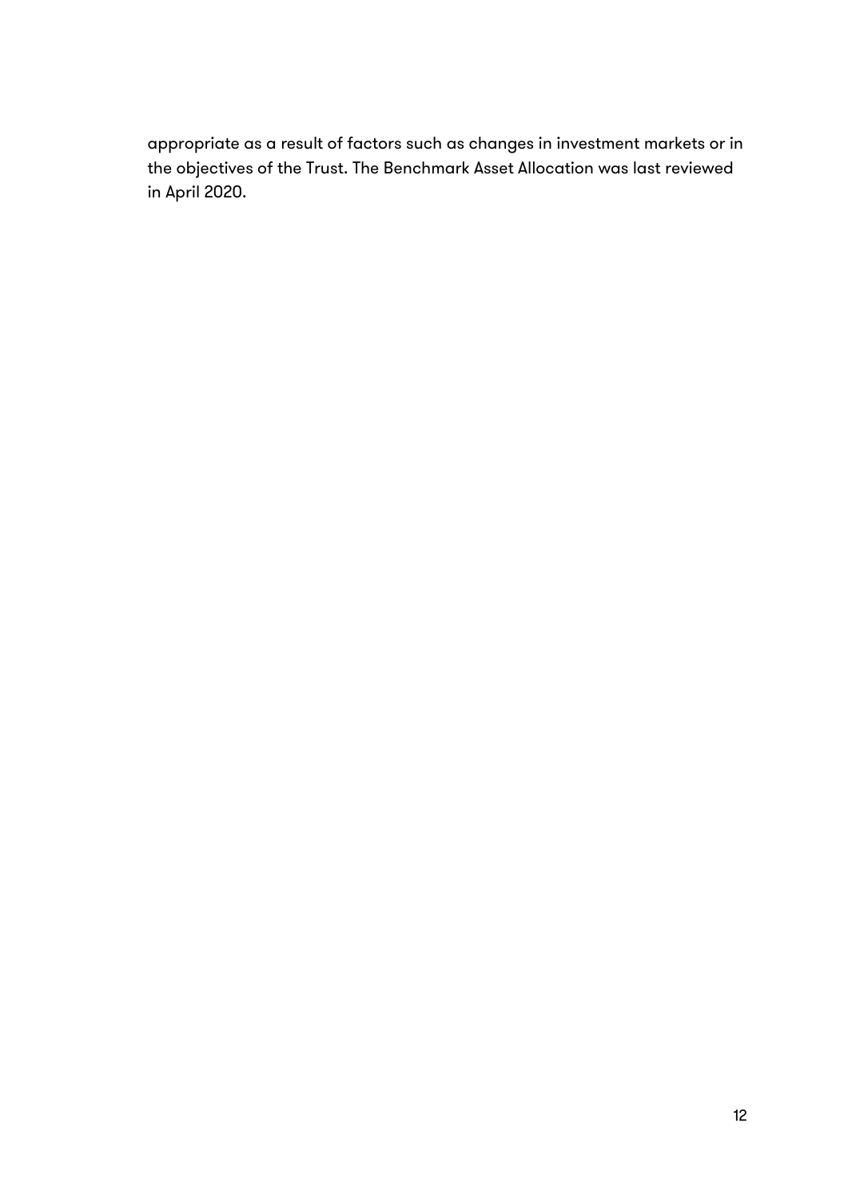appropriate as a result of factors such as changes in investment markets or in the objectives of the Trust. The Benchmark Asset Allocation was last reviewed in April 2020.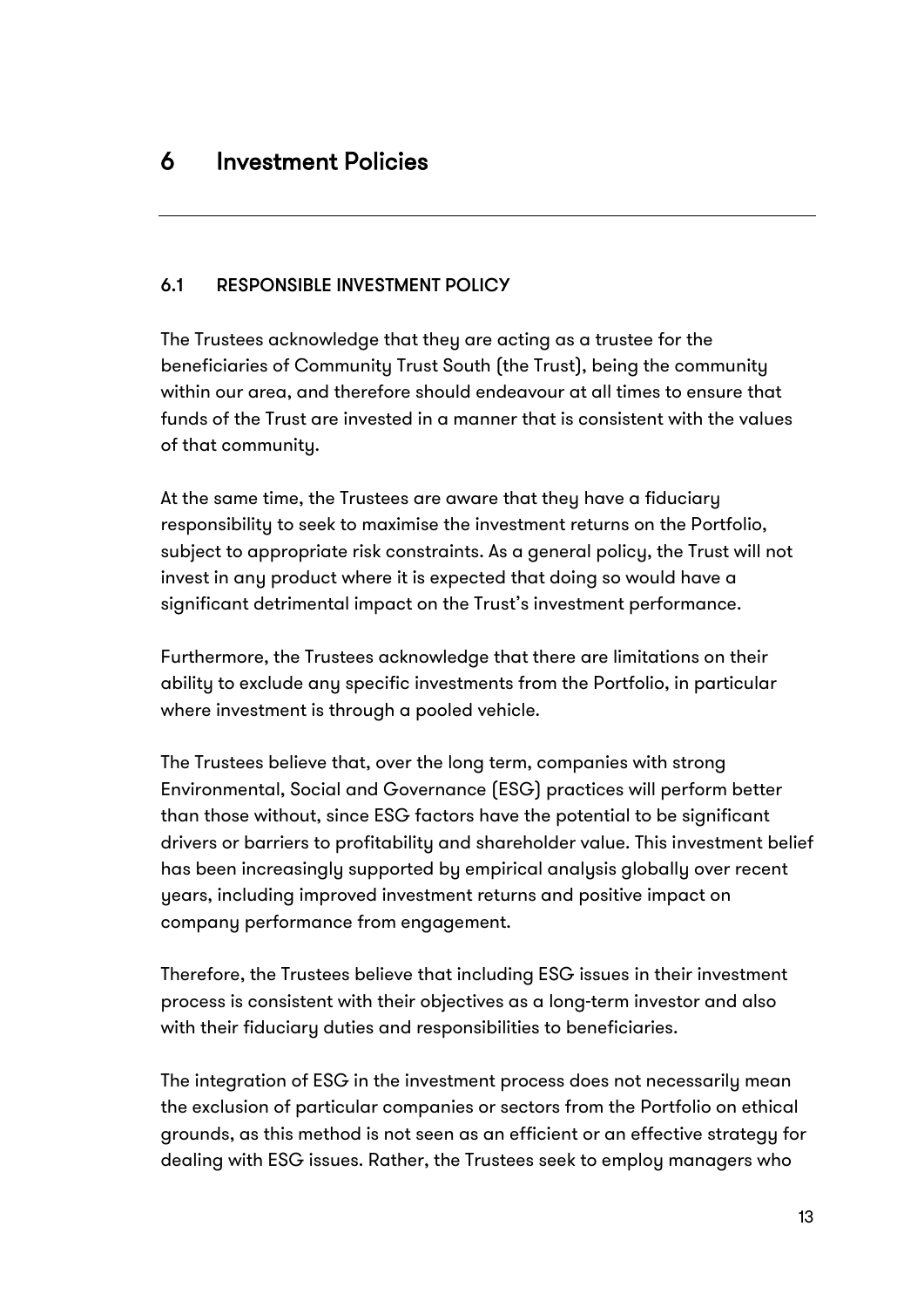# 6 Investment Policies

## 6.1 RESPONSIBLE INVESTMENT POLICY

The Trustees acknowledge that they are acting as a trustee for the beneficiaries of Community Trust South (the Trust), being the community within our area, and therefore should endeavour at all times to ensure that funds of the Trust are invested in a manner that is consistent with the values of that community.

At the same time, the Trustees are aware that they have a fiduciary responsibility to seek to maximise the investment returns on the Portfolio, subject to appropriate risk constraints. As a general policy, the Trust will not invest in any product where it is expected that doing so would have a significant detrimental impact on the Trust's investment performance.

Furthermore, the Trustees acknowledge that there are limitations on their ability to exclude any specific investments from the Portfolio, in particular where investment is through a pooled vehicle.

The Trustees believe that, over the long term, companies with strong Environmental, Social and Governance (ESG) practices will perform better than those without, since ESG factors have the potential to be significant drivers or barriers to profitability and shareholder value. This investment belief has been increasingly supported by empirical analysis globally over recent years, including improved investment returns and positive impact on company performance from engagement.

Therefore, the Trustees believe that including ESG issues in their investment process is consistent with their objectives as a long-term investor and also with their fiduciary duties and responsibilities to beneficiaries.

The integration of ESG in the investment process does not necessarily mean the exclusion of particular companies or sectors from the Portfolio on ethical grounds, as this method is not seen as an efficient or an effective strategy for dealing with ESG issues. Rather, the Trustees seek to employ managers who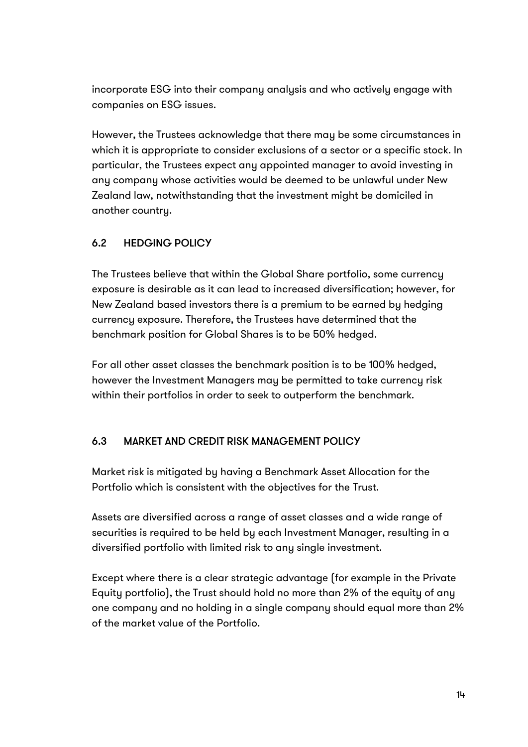incorporate ESG into their company analysis and who actively engage with companies on ESG issues.

However, the Trustees acknowledge that there may be some circumstances in which it is appropriate to consider exclusions of a sector or a specific stock. In particular, the Trustees expect any appointed manager to avoid investing in any company whose activities would be deemed to be unlawful under New Zealand law, notwithstanding that the investment might be domiciled in another country.

### 6.2 HEDGING POLICY

The Trustees believe that within the Global Share portfolio, some currency exposure is desirable as it can lead to increased diversification; however, for New Zealand based investors there is a premium to be earned by hedging currency exposure. Therefore, the Trustees have determined that the benchmark position for Global Shares is to be 50% hedged.

For all other asset classes the benchmark position is to be 100% hedged, however the Investment Managers may be permitted to take currency risk within their portfolios in order to seek to outperform the benchmark.

### 6.3 MARKET AND CREDIT RISK MANAGEMENT POLICY

Market risk is mitigated by having a Benchmark Asset Allocation for the Portfolio which is consistent with the objectives for the Trust.

Assets are diversified across a range of asset classes and a wide range of securities is required to be held by each Investment Manager, resulting in a diversified portfolio with limited risk to any single investment.

Except where there is a clear strategic advantage (for example in the Private Equity portfolio), the Trust should hold no more than 2% of the equity of any one company and no holding in a single company should equal more than 2% of the market value of the Portfolio.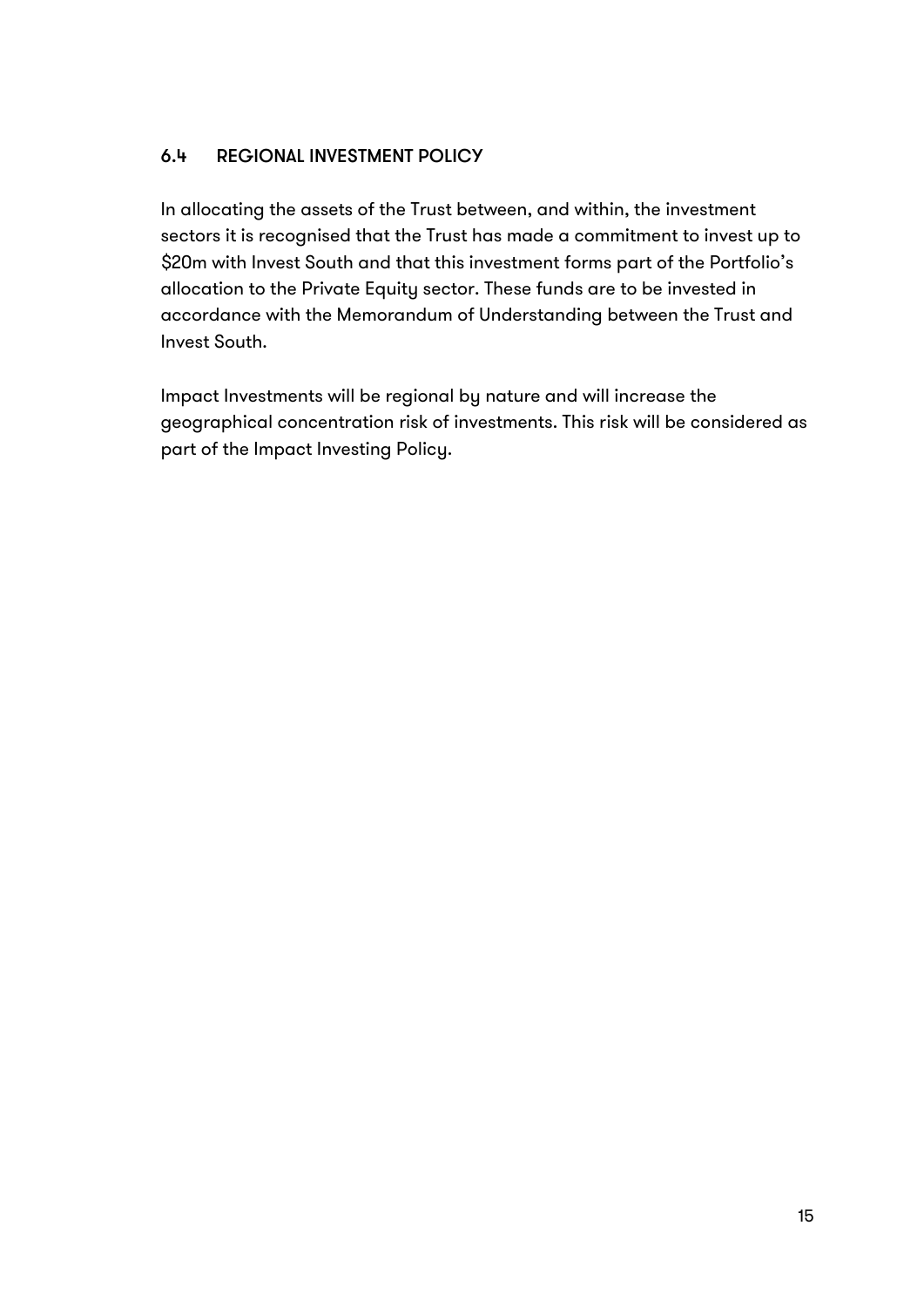### 6.4 REGIONAL INVESTMENT POLICY

In allocating the assets of the Trust between, and within, the investment sectors it is recognised that the Trust has made a commitment to invest up to $20m with Invest South and that this investment forms part of the Portfolio's allocation to the Private Equity sector. These funds are to be invested in accordance with the Memorandum of Understanding between the Trust and Invest South.

Impact Investments will be regional by nature and will increase the geographical concentration risk of investments. This risk will be considered as part of the Impact Investing Policy.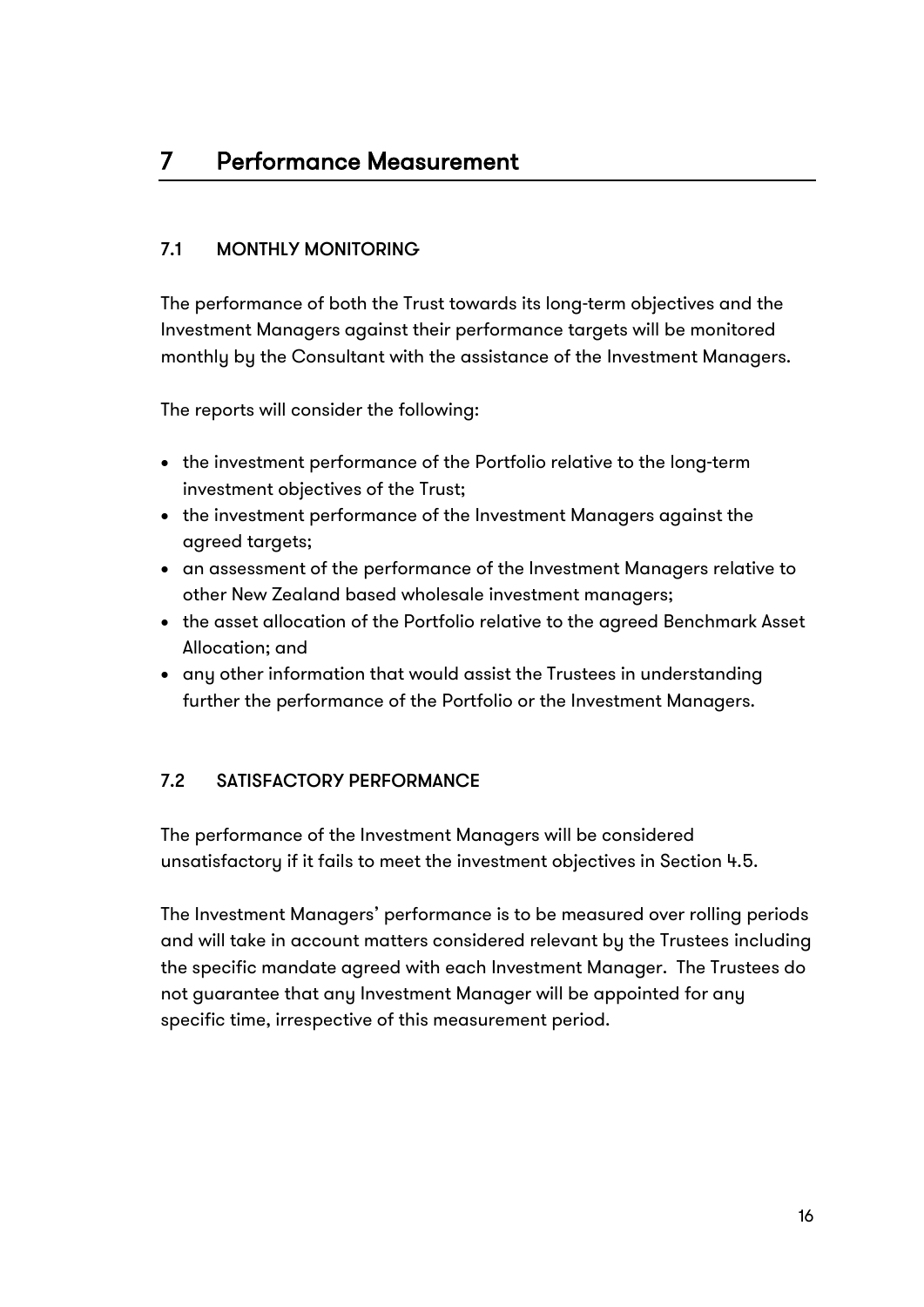# 7 Performance Measurement

## 7.1 MONTHLY MONITORING

The performance of both the Trust towards its long-term objectives and the Investment Managers against their performance targets will be monitored monthly by the Consultant with the assistance of the Investment Managers.

The reports will consider the following:

- the investment performance of the Portfolio relative to the long-term investment objectives of the Trust;
- the investment performance of the Investment Managers against the agreed targets;
- an assessment of the performance of the Investment Managers relative to other New Zealand based wholesale investment managers;
- the asset allocation of the Portfolio relative to the agreed Benchmark Asset Allocation; and
- any other information that would assist the Trustees in understanding further the performance of the Portfolio or the Investment Managers.

## 7.2 SATISFACTORY PERFORMANCE

The performance of the Investment Managers will be considered unsatisfactory if it fails to meet the investment objectives in Section 4.5.

The Investment Managers' performance is to be measured over rolling periods and will take in account matters considered relevant by the Trustees including the specific mandate agreed with each Investment Manager. The Trustees do not guarantee that any Investment Manager will be appointed for any specific time, irrespective of this measurement period.